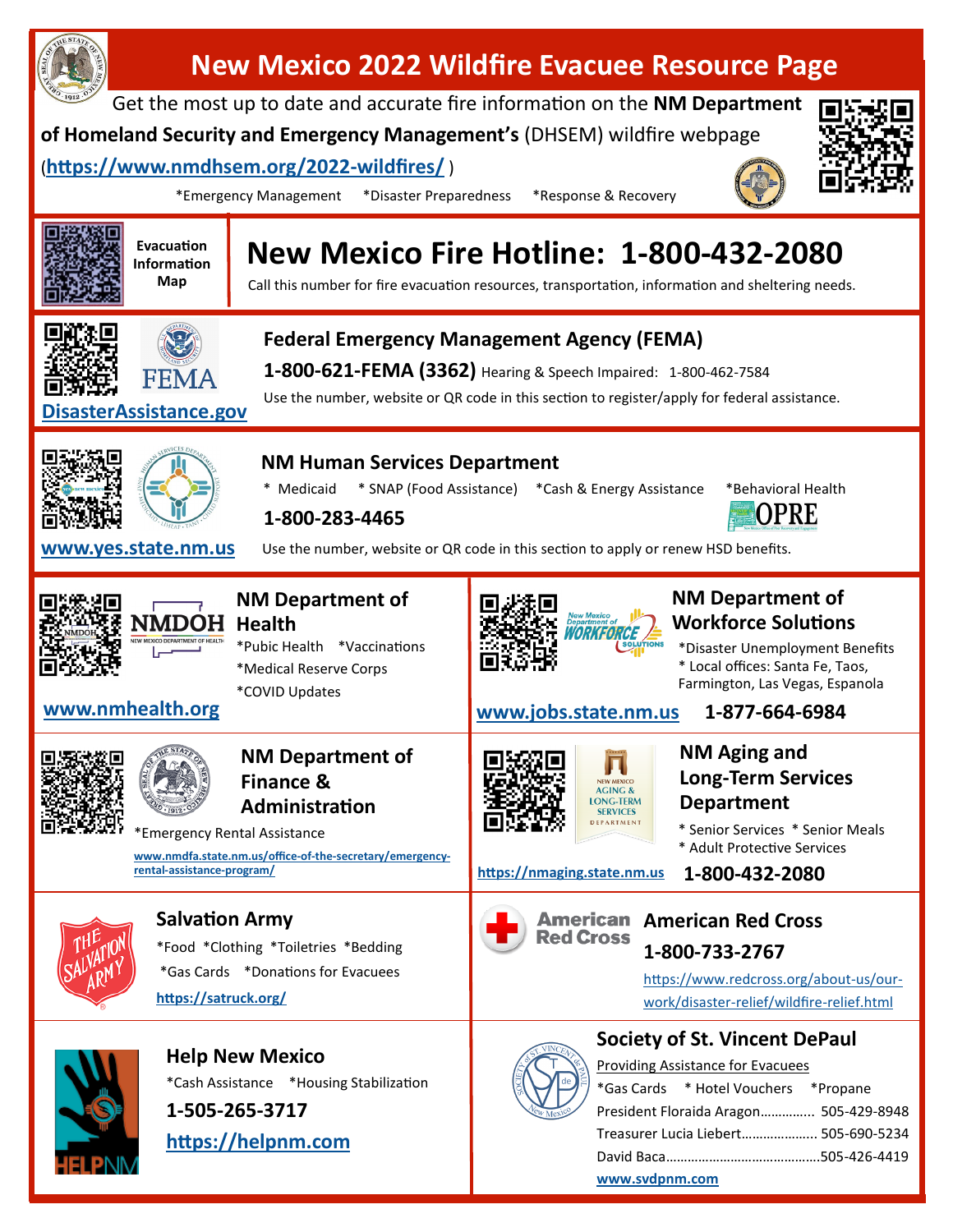# New Mexico 2022 Wildfire Evacuee Resource Page

Get the most up to date and accurate fire information on the **NM Department of Homeland Security and Emergency Management's** (DHSEM) wildfire webpage (**https://www.nmdhsem.org/2022-wildfires/**)

*Emergency Management *Disaster Preparedness *Response & Recovery

**Evacuation Information Map**

## New Mexico Fire Hotline: 1-800-432-2080

Call this number for fire evacuation resources, transportation, information and sheltering needs.

### Federal Emergency Management Agency (FEMA)

**1-800-621-FEMA (3362)** Hearing & Speech Impaired: 1-800-462-7584

Use the number, website or QR code in this section to register/apply for federal assistance.

**DisasterAssistance.gov**

### NM Human Services Department

* Medicaid * SNAP (Food Assistance) *Cash & Energy Assistance *Behavioral Health

**1-800-283-4465**

OPRE

**www.yes.state.nm.us**

Use the number, website or QR code in this section to apply or renew HSD benefits.

### NM Department of Health

*Pubic Public Health *Vaccinations
*Medical Reserve Corps
*COVID Updates

**www.nmhealth.org**

### NM Department of Workforce Solutions

*Disaster Unemployment Benefits
* Local offices: Santa Fe, Taos, Farmington, Las Vegas, Espanola

**www.jobs.state.nm.us** **1-877-664-6984**

### NM Department of Finance & Administration

*Emergency Rental Assistance

www.nmdfa.state.nm.us/office-of-the-secretary/emergency-rental-assistance-program/

### NM Aging and Long-Term Services Department

* Senior Services * Senior Meals
* Adult Protective Services

https://nmaging.state.nm.us **1-800-432-2080**

### Salvation Army

*Food *Clothing *Toiletries *Bedding
*Gas Cards *Donations for Evacuees

https://satruck.org/

### American Red Cross

**1-800-733-2767**

https://www.redcross.org/about-us/our-work/disaster-relief/wildfire-relief.html

### Help New Mexico

*Cash Assistance *Housing Stabilization

**1-505-265-3717**

**https://helpnm.com**

### Society of St. Vincent DePaul

Providing Assistance for Evacuees

*Gas Cards * Hotel Vouchers *Propane

President Floraida Aragon............... 505-429-8948
Treasurer Lucia Liebert..................... 505-690-5234
David Baca..........................................505-426-4419

**www.svdpnm.com**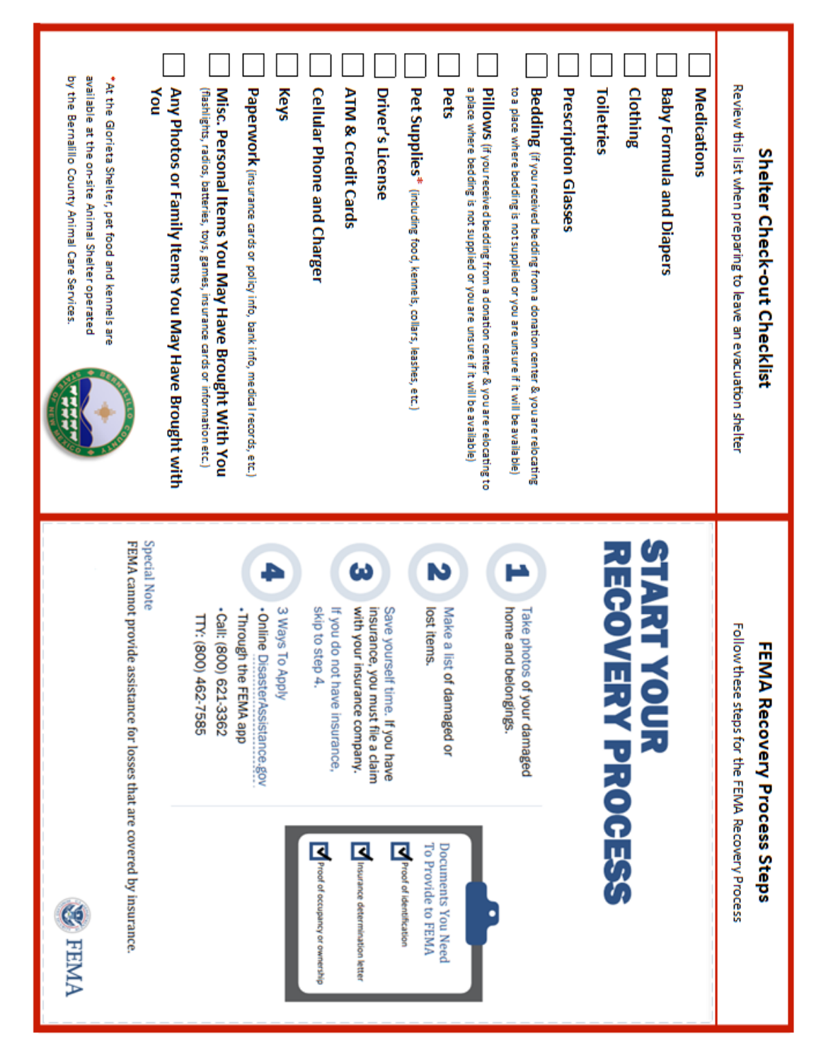## Shelter Check-out Checklist

Review this list when preparing to leave an evacuation shelter

- ☐ **Medications**
- ☐ **Baby Formula and Diapers**
- ☐ **Clothing**
- ☐ **Toiletries**
- ☐ **Prescription Glasses**
- ☐ **Bedding** (if you received bedding from a donation center & you are relocating to a place where bedding is not supplied or you are unsure if it will be available)
- ☐ **Pillows** (if you received bedding from a donation center & you are relocating to a place where bedding is not supplied or you are unsure if it will be available)
- ☐ **Pets**
- ☐ **Pet Supplies*** (including food, kennels, collars, leashes, etc.)
- ☐ **Driver's License**
- ☐ **ATM & Credit Cards**
- ☐ **Cellular Phone and Charger**
- ☐ **Keys**
- ☐ **Paperwork** (insurance cards or policy info, bank info, medical records, etc.)
- ☐ **Misc. Personal Items You May Have Brought With You** (flashlights, radios, batteries, toys, games, insurance cards or information etc.)
- ☐ **Any Photos or Family Items You May Have Brought with You**

*At the Glorieta Shelter, pet food and kennels are available at the on-site Animal Shelter operated by the Bernalillo County Animal Care Services.

## FEMA Recovery Process Steps

Follow these steps for the FEMA Recovery Process

# START YOUR RECOVERY PROCESS

1. Take photos of your damaged home and belongings.
2. Make a list of damaged or lost items.
3. Save yourself time. If you have insurance, you must file a claim with your insurance company. If you do not have insurance, skip to step 4.
4. 3 Ways To Apply
   - Online DisasterAssistance.gov
   - Through the FEMA app
   - Call: (800) 621-3362
     TTY: (800) 462-7585

**Documents You Need To Provide to FEMA**

- ☑ Proof of identification
- ☑ Insurance determination letter
- ☑ Proof of occupancy or ownership

Special Note

FEMA cannot provide assistance for losses that are covered by insurance.

FEMA